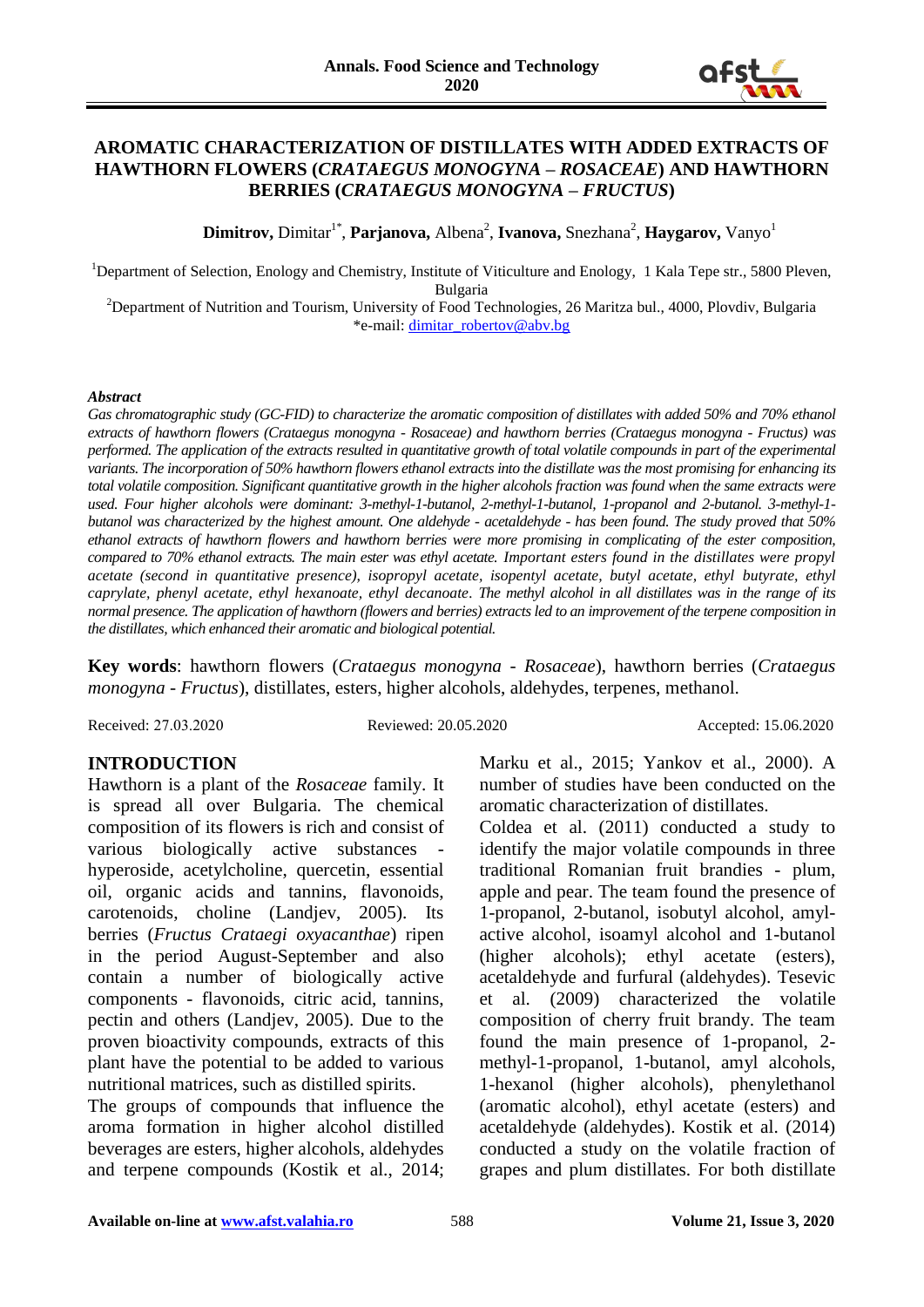# AROMATIC CHARACTERIZATION OF DISTILLATES WITH ADDED EXTRACTS OF HAWTHORN FLOWERS (*CRATAEGUS MONOGYNA – ROSACEAE*) AND HAWTHORN BERRIES (*CRATAEGUS MONOGYNA – FRUCTUS*)

**Dimitrov,** Dimitar[1*], **Parjanova,** Albena[2], **Ivanova,** Snezhana[2], **Haygarov,** Vanyo[1]

[1]Department of Selection, Enology and Chemistry, Institute of Viticulture and Enology, 1 Kala Tepe str., 5800 Pleven, Bulgaria

[2]Department of Nutrition and Tourism, University of Food Technologies, 26 Maritza bul., 4000, Plovdiv, Bulgaria

*e-mail: dimitar_robertov@abv.bg

### *Abstract*

*Gas chromatographic study (GC-FID) to characterize the aromatic composition of distillates with added 50% and 70% ethanol extracts of hawthorn flowers (Crataegus monogyna - Rosaceae) and hawthorn berries (Crataegus monogyna - Fructus) was performed. The application of the extracts resulted in quantitative growth of total volatile compounds in part of the experimental variants. The incorporation of 50% hawthorn flowers ethanol extracts into the distillate was the most promising for enhancing its total volatile composition. Significant quantitative growth in the higher alcohols fraction was found when the same extracts were used. Four higher alcohols were dominant: 3-methyl-1-butanol, 2-methyl-1-butanol, 1-propanol and 2-butanol. 3-methyl-1-butanol was characterized by the highest amount. One aldehyde - acetaldehyde - has been found. The study proved that 50% ethanol extracts of hawthorn flowers and hawthorn berries were more promising in complicating of the ester composition, compared to 70% ethanol extracts. The main ester was ethyl acetate. Important esters found in the distillates were propyl acetate (second in quantitative presence), isopropyl acetate, isopentyl acetate, butyl acetate, ethyl butyrate, ethyl caprylate, phenyl acetate, ethyl hexanoate, ethyl decanoate. The methyl alcohol in all distillates was in the range of its normal presence. The application of hawthorn (flowers and berries) extracts led to an improvement of the terpene composition in the distillates, which enhanced their aromatic and biological potential.*

**Key words**: hawthorn flowers (*Crataegus monogyna - Rosaceae*), hawthorn berries (*Crataegus monogyna - Fructus*), distillates, esters, higher alcohols, aldehydes, terpenes, methanol.

Received: 27.03.2020 Reviewed: 20.05.2020 Accepted: 15.06.2020

## INTRODUCTION

Hawthorn is a plant of the *Rosaceae* family. It is spread all over Bulgaria. The chemical composition of its flowers is rich and consist of various biologically active substances - hyperoside, acetylcholine, quercetin, essential oil, organic acids and tannins, flavonoids, carotenoids, choline (Landjev, 2005). Its berries (*Fructus Crataegi oxyacanthae*) ripen in the period August-September and also contain a number of biologically active components - flavonoids, citric acid, tannins, pectin and others (Landjev, 2005). Due to the proven bioactivity compounds, extracts of this plant have the potential to be added to various nutritional matrices, such as distilled spirits.

The groups of compounds that influence the aroma formation in higher alcohol distilled beverages are esters, higher alcohols, aldehydes and terpene compounds (Kostik et al., 2014; Marku et al., 2015; Yankov et al., 2000). A number of studies have been conducted on the aromatic characterization of distillates.

Coldea et al. (2011) conducted a study to identify the major volatile compounds in three traditional Romanian fruit brandies - plum, apple and pear. The team found the presence of 1-propanol, 2-butanol, isobutyl alcohol, amyl-active alcohol, isoamyl alcohol and 1-butanol (higher alcohols); ethyl acetate (esters), acetaldehyde and furfural (aldehydes). Tesevic et al. (2009) characterized the volatile composition of cherry fruit brandy. The team found the main presence of 1-propanol, 2-methyl-1-propanol, 1-butanol, amyl alcohols, 1-hexanol (higher alcohols), phenylethanol (aromatic alcohol), ethyl acetate (esters) and acetaldehyde (aldehydes). Kostik et al. (2014) conducted a study on the volatile fraction of grapes and plum distillates. For both distillate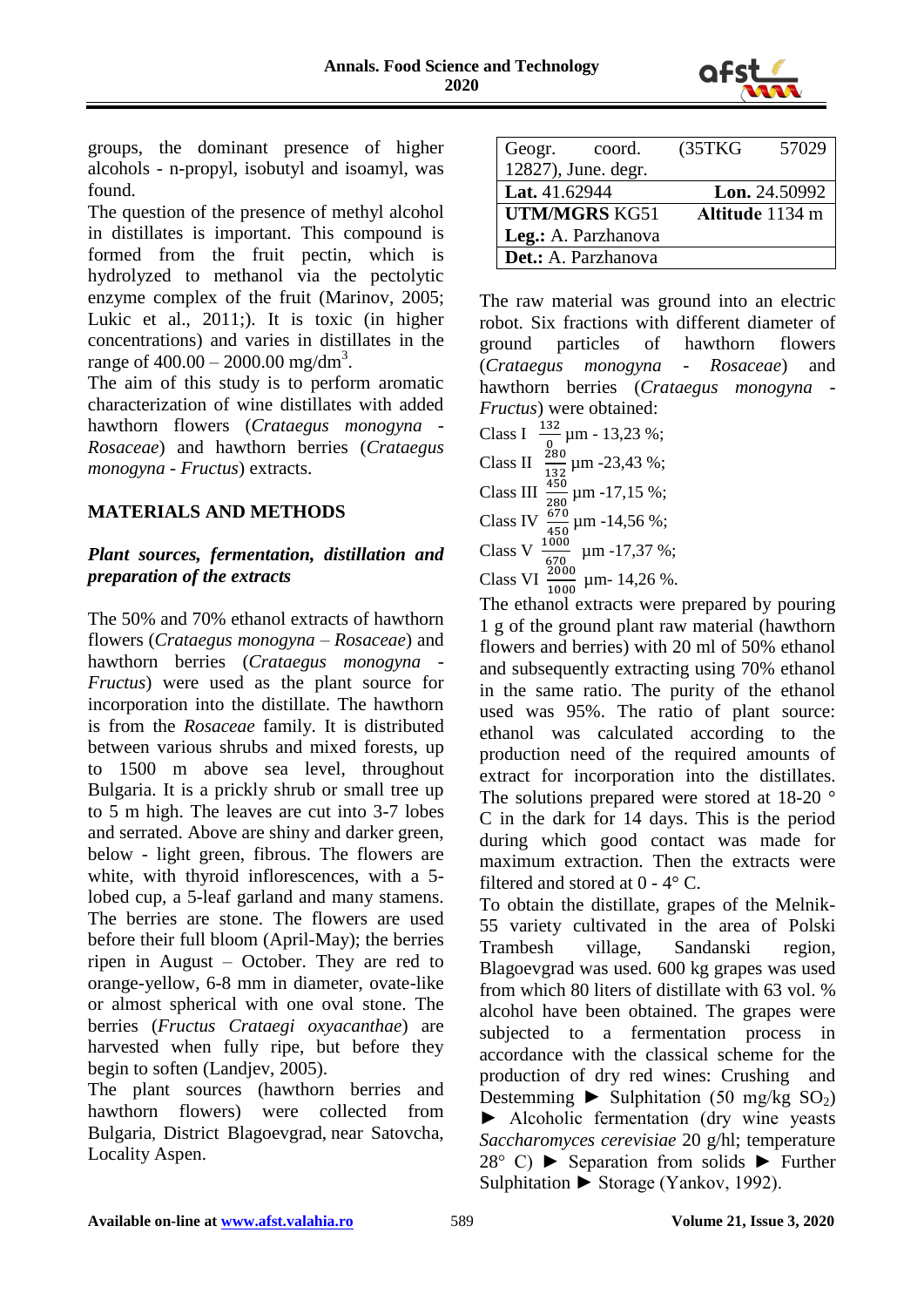groups, the dominant presence of higher alcohols - n-propyl, isobutyl and isoamyl, was found.

The question of the presence of methyl alcohol in distillates is important. This compound is formed from the fruit pectin, which is hydrolyzed to methanol via the pectolytic enzyme complex of the fruit (Marinov, 2005; Lukic et al., 2011;). It is toxic (in higher concentrations) and varies in distillates in the range of 400.00 – 2000.00 mg/dm$^3$.

The aim of this study is to perform aromatic characterization of wine distillates with added hawthorn flowers (*Crataegus monogyna - Rosaceae*) and hawthorn berries (*Crataegus monogyna - Fructus*) extracts.

## MATERIALS AND METHODS

### *Plant sources, fermentation, distillation and preparation of the extracts*

The 50% and 70% ethanol extracts of hawthorn flowers (*Crataegus monogyna – Rosaceae*) and hawthorn berries (*Crataegus monogyna - Fructus*) were used as the plant source for incorporation into the distillate. The hawthorn is from the *Rosaceae* family. It is distributed between various shrubs and mixed forests, up to 1500 m above sea level, throughout Bulgaria. It is a prickly shrub or small tree up to 5 m high. The leaves are cut into 3-7 lobes and serrated. Above are shiny and darker green, below - light green, fibrous. The flowers are white, with thyroid inflorescences, with a 5-lobed cup, a 5-leaf garland and many stamens. The berries are stone. The flowers are used before their full bloom (April-May); the berries ripen in August – October. They are red to orange-yellow, 6-8 mm in diameter, ovate-like or almost spherical with one oval stone. The berries (*Fructus Crataegi oxyacanthae*) are harvested when fully ripe, but before they begin to soften (Landjev, 2005).

The plant sources (hawthorn berries and hawthorn flowers) were collected from Bulgaria, District Blagoevgrad, near Satovcha, Locality Aspen.

| Geogr. coord. (35TKG 57029 12827), June. degr. | |
|---|---|
| **Lat.** 41.62944 | **Lon.** 24.50992 |
| **UTM/MGRS** KG51 | **Altitude** 1134 m |
| **Leg.:** A. Parzhanova | |
| **Det.:** A. Parzhanova | |

The raw material was ground into an electric robot. Six fractions with different diameter of ground particles of hawthorn flowers (*Crataegus monogyna - Rosaceae*) and hawthorn berries (*Crataegus monogyna - Fructus*) were obtained:

Class I $\frac{132}{0}$ µm - 13,23 %;
Class II $\frac{280}{132}$ µm -23,43 %;
Class III $\frac{450}{280}$ µm -17,15 %;
Class IV $\frac{670}{450}$ µm -14,56 %;
Class V $\frac{1000}{670}$ µm -17,37 %;
Class VI $\frac{2000}{1000}$ µm- 14,26 %.

The ethanol extracts were prepared by pouring 1 g of the ground plant raw material (hawthorn flowers and berries) with 20 ml of 50% ethanol and subsequently extracting using 70% ethanol in the same ratio. The purity of the ethanol used was 95%. The ratio of plant source: ethanol was calculated according to the production need of the required amounts of extract for incorporation into the distillates. The solutions prepared were stored at 18-20 ° C in the dark for 14 days. This is the period during which good contact was made for maximum extraction. Then the extracts were filtered and stored at 0 - 4° C.

To obtain the distillate, grapes of the Melnik-55 variety cultivated in the area of Polski Trambesh village, Sandanski region, Blagoevgrad was used. 600 kg grapes was used from which 80 liters of distillate with 63 vol. % alcohol have been obtained. The grapes were subjected to a fermentation process in accordance with the classical scheme for the production of dry red wines: Crushing and Destemming ► Sulphitation (50 mg/kg $SO_2$) ► Alcoholic fermentation (dry wine yeasts *Saccharomyces cerevisiae* 20 g/hl; temperature 28° C) ► Separation from solids ► Further Sulphitation ► Storage (Yankov, 1992).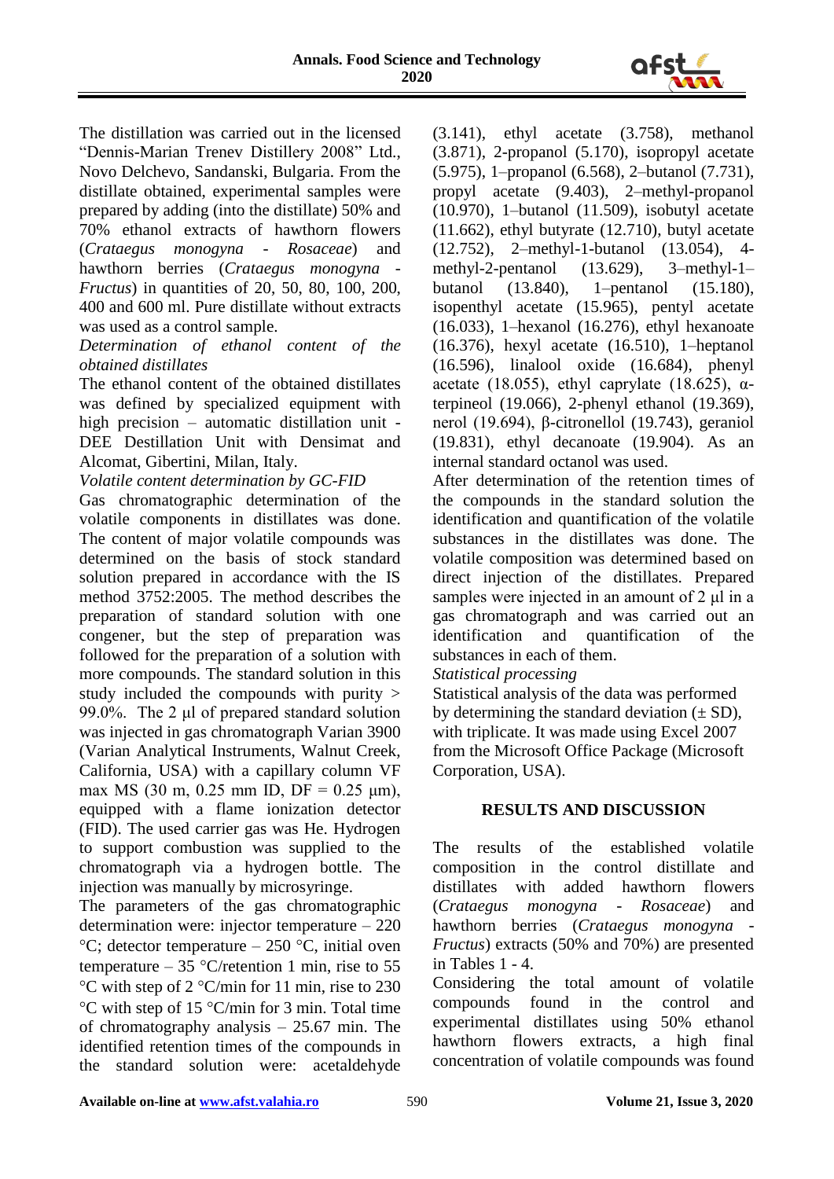The distillation was carried out in the licensed "Dennis-Marian Trenev Distillery 2008" Ltd., Novo Delchevo, Sandanski, Bulgaria. From the distillate obtained, experimental samples were prepared by adding (into the distillate) 50% and 70% ethanol extracts of hawthorn flowers (*Crataegus monogyna - Rosaceae*) and hawthorn berries (*Crataegus monogyna - Fructus*) in quantities of 20, 50, 80, 100, 200, 400 and 600 ml. Pure distillate without extracts was used as a control sample.

*Determination of ethanol content of the obtained distillates*

The ethanol content of the obtained distillates was defined by specialized equipment with high precision – automatic distillation unit - DEE Destillation Unit with Densimat and Alcomat, Gibertini, Milan, Italy.

*Volatile content determination by GC-FID*

Gas chromatographic determination of the volatile components in distillates was done. The content of major volatile compounds was determined on the basis of stock standard solution prepared in accordance with the IS method 3752:2005. The method describes the preparation of standard solution with one congener, but the step of preparation was followed for the preparation of a solution with more compounds. The standard solution in this study included the compounds with purity > 99.0%. The 2 μl of prepared standard solution was injected in gas chromatograph Varian 3900 (Varian Analytical Instruments, Walnut Creek, California, USA) with a capillary column VF max MS (30 m, 0.25 mm ID, DF = 0.25 μm), equipped with a flame ionization detector (FID). The used carrier gas was He. Hydrogen to support combustion was supplied to the chromatograph via a hydrogen bottle. The injection was manually by microsyringe.

The parameters of the gas chromatographic determination were: injector temperature – 220 °C; detector temperature – 250 °C, initial oven temperature – 35 °C/retention 1 min, rise to 55 °C with step of 2 °C/min for 11 min, rise to 230 °C with step of 15 °C/min for 3 min. Total time of chromatography analysis – 25.67 min. The identified retention times of the compounds in the standard solution were: acetaldehyde (3.141), ethyl acetate (3.758), methanol (3.871), 2-propanol (5.170), isopropyl acetate (5.975), 1–propanol (6.568), 2–butanol (7.731), propyl acetate (9.403), 2–methyl-propanol (10.970), 1–butanol (11.509), isobutyl acetate (11.662), ethyl butyrate (12.710), butyl acetate (12.752), 2–methyl-1-butanol (13.054), 4-methyl-2-pentanol (13.629), 3–methyl-1–butanol (13.840), 1–pentanol (15.180), isopenthyl acetate (15.965), pentyl acetate (16.033), 1–hexanol (16.276), ethyl hexanoate (16.376), hexyl acetate (16.510), 1–heptanol (16.596), linalool oxide (16.684), phenyl acetate (18.055), ethyl caprylate (18.625), α-terpineol (19.066), 2-phenyl ethanol (19.369), nerol (19.694), β-citronellol (19.743), geraniol (19.831), ethyl decanoate (19.904). As an internal standard octanol was used.

After determination of the retention times of the compounds in the standard solution the identification and quantification of the volatile substances in the distillates was done. The volatile composition was determined based on direct injection of the distillates. Prepared samples were injected in an amount of 2 μl in a gas chromatograph and was carried out an identification and quantification of the substances in each of them.

*Statistical processing*

Statistical analysis of the data was performed by determining the standard deviation (± SD), with triplicate. It was made using Excel 2007 from the Microsoft Office Package (Microsoft Corporation, USA).

## RESULTS AND DISCUSSION

The results of the established volatile composition in the control distillate and distillates with added hawthorn flowers (*Crataegus monogyna - Rosaceae*) and hawthorn berries (*Crataegus monogyna - Fructus*) extracts (50% and 70%) are presented in Tables 1 - 4.

Considering the total amount of volatile compounds found in the control and experimental distillates using 50% ethanol hawthorn flowers extracts, a high final concentration of volatile compounds was found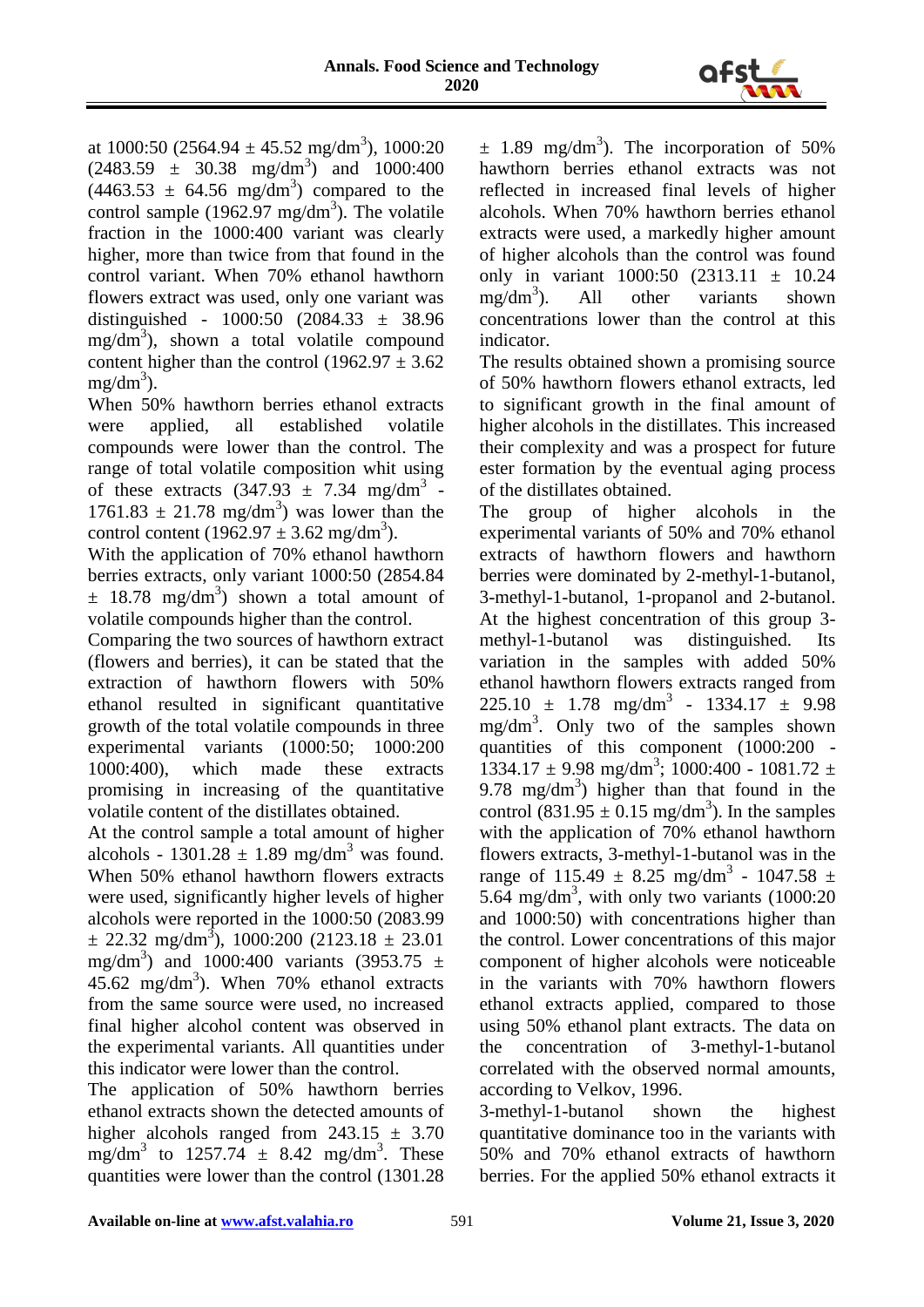at 1000:50 (2564.94 ± 45.52 mg/dm$^3$), 1000:20 (2483.59 ± 30.38 mg/dm$^3$) and 1000:400 (4463.53 ± 64.56 mg/dm$^3$) compared to the control sample (1962.97 mg/dm$^3$). The volatile fraction in the 1000:400 variant was clearly higher, more than twice from that found in the control variant. When 70% ethanol hawthorn flowers extract was used, only one variant was distinguished - 1000:50 (2084.33 ± 38.96 mg/dm$^3$), shown a total volatile compound content higher than the control (1962.97 ± 3.62 mg/dm$^3$).

When 50% hawthorn berries ethanol extracts were applied, all established volatile compounds were lower than the control. The range of total volatile composition whit using of these extracts (347.93 ± 7.34 mg/dm$^3$ - 1761.83 ± 21.78 mg/dm$^3$) was lower than the control content (1962.97 ± 3.62 mg/dm$^3$).

With the application of 70% ethanol hawthorn berries extracts, only variant 1000:50 (2854.84 ± 18.78 mg/dm$^3$) shown a total amount of volatile compounds higher than the control.

Comparing the two sources of hawthorn extract (flowers and berries), it can be stated that the extraction of hawthorn flowers with 50% ethanol resulted in significant quantitative growth of the total volatile compounds in three experimental variants (1000:50; 1000:200 1000:400), which made these extracts promising in increasing of the quantitative volatile content of the distillates obtained.

At the control sample a total amount of higher alcohols - 1301.28 ± 1.89 mg/dm$^3$ was found. When 50% ethanol hawthorn flowers extracts were used, significantly higher levels of higher alcohols were reported in the 1000:50 (2083.99 ± 22.32 mg/dm$^3$), 1000:200 (2123.18 ± 23.01 mg/dm$^3$) and 1000:400 variants (3953.75 ± 45.62 mg/dm$^3$). When 70% ethanol extracts from the same source were used, no increased final higher alcohol content was observed in the experimental variants. All quantities under this indicator were lower than the control.

The application of 50% hawthorn berries ethanol extracts shown the detected amounts of higher alcohols ranged from 243.15 ± 3.70 mg/dm$^3$ to 1257.74 ± 8.42 mg/dm$^3$. These quantities were lower than the control (1301.28 ± 1.89 mg/dm$^3$). The incorporation of 50% hawthorn berries ethanol extracts was not reflected in increased final levels of higher alcohols. When 70% hawthorn berries ethanol extracts were used, a markedly higher amount of higher alcohols than the control was found only in variant 1000:50 (2313.11 ± 10.24 mg/dm$^3$). All other variants shown concentrations lower than the control at this indicator.

The results obtained shown a promising source of 50% hawthorn flowers ethanol extracts, led to significant growth in the final amount of higher alcohols in the distillates. This increased their complexity and was a prospect for future ester formation by the eventual aging process of the distillates obtained.

The group of higher alcohols in the experimental variants of 50% and 70% ethanol extracts of hawthorn flowers and hawthorn berries were dominated by 2-methyl-1-butanol, 3-methyl-1-butanol, 1-propanol and 2-butanol. At the highest concentration of this group 3-methyl-1-butanol was distinguished. Its variation in the samples with added 50% ethanol hawthorn flowers extracts ranged from 225.10 ± 1.78 mg/dm$^3$ - 1334.17 ± 9.98 mg/dm$^3$. Only two of the samples shown quantities of this component (1000:200 - 1334.17 ± 9.98 mg/dm$^3$; 1000:400 - 1081.72 ± 9.78 mg/dm$^3$) higher than that found in the control (831.95 ± 0.15 mg/dm$^3$). In the samples with the application of 70% ethanol hawthorn flowers extracts, 3-methyl-1-butanol was in the range of 115.49 ± 8.25 mg/dm$^3$ - 1047.58 ± 5.64 mg/dm$^3$, with only two variants (1000:20 and 1000:50) with concentrations higher than the control. Lower concentrations of this major component of higher alcohols were noticeable in the variants with 70% hawthorn flowers ethanol extracts applied, compared to those using 50% ethanol plant extracts. The data on the concentration of 3-methyl-1-butanol correlated with the observed normal amounts, according to Velkov, 1996.

3-methyl-1-butanol shown the highest quantitative dominance too in the variants with 50% and 70% ethanol extracts of hawthorn berries. For the applied 50% ethanol extracts it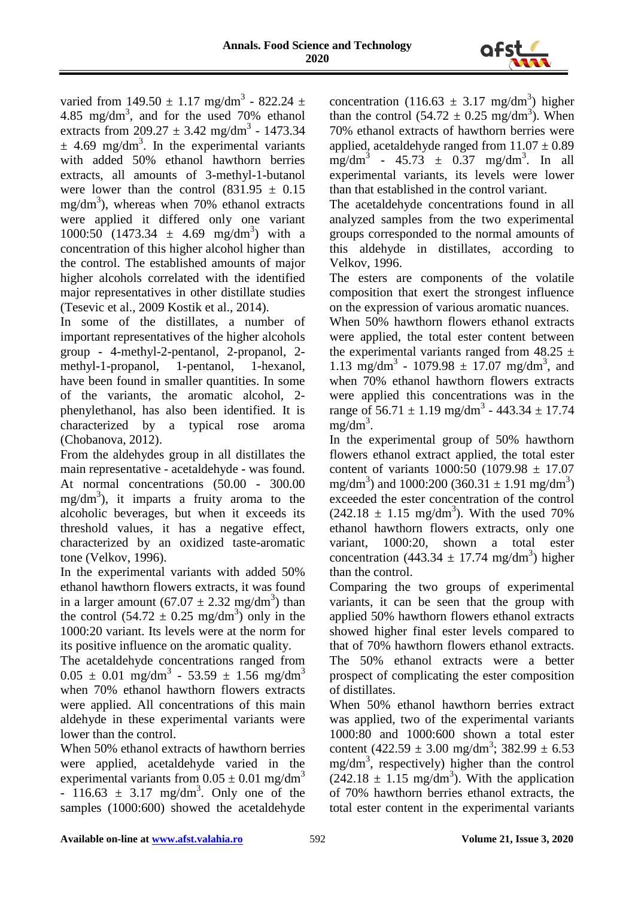varied from 149.50 ± 1.17 mg/dm$^3$ - 822.24 ± 4.85 mg/dm$^3$, and for the used 70% ethanol extracts from 209.27 ± 3.42 mg/dm$^3$ - 1473.34 ± 4.69 mg/dm$^3$. In the experimental variants with added 50% ethanol hawthorn berries extracts, all amounts of 3-methyl-1-butanol were lower than the control (831.95 ± 0.15 mg/dm$^3$), whereas when 70% ethanol extracts were applied it differed only one variant 1000:50 (1473.34 ± 4.69 mg/dm$^3$) with a concentration of this higher alcohol higher than the control. The established amounts of major higher alcohols correlated with the identified major representatives in other distillate studies (Tesevic et al., 2009 Kostik et al., 2014).

In some of the distillates, a number of important representatives of the higher alcohols group - 4-methyl-2-pentanol, 2-propanol, 2-methyl-1-propanol, 1-pentanol, 1-hexanol, have been found in smaller quantities. In some of the variants, the aromatic alcohol, 2-phenylethanol, has also been identified. It is characterized by a typical rose aroma (Chobanova, 2012).

From the aldehydes group in all distillates the main representative - acetaldehyde - was found. At normal concentrations (50.00 - 300.00 mg/dm$^3$), it imparts a fruity aroma to the alcoholic beverages, but when it exceeds its threshold values, it has a negative effect, characterized by an oxidized taste-aromatic tone (Velkov, 1996).

In the experimental variants with added 50% ethanol hawthorn flowers extracts, it was found in a larger amount (67.07 ± 2.32 mg/dm$^3$) than the control (54.72 ± 0.25 mg/dm$^3$) only in the 1000:20 variant. Its levels were at the norm for its positive influence on the aromatic quality.

The acetaldehyde concentrations ranged from 0.05 ± 0.01 mg/dm$^3$ - 53.59 ± 1.56 mg/dm$^3$ when 70% ethanol hawthorn flowers extracts were applied. All concentrations of this main aldehyde in these experimental variants were lower than the control.

When 50% ethanol extracts of hawthorn berries were applied, acetaldehyde varied in the experimental variants from 0.05 ± 0.01 mg/dm$^3$ - 116.63 ± 3.17 mg/dm$^3$. Only one of the samples (1000:600) showed the acetaldehyde concentration (116.63 ± 3.17 mg/dm$^3$) higher than the control (54.72 ± 0.25 mg/dm$^3$). When 70% ethanol extracts of hawthorn berries were applied, acetaldehyde ranged from 11.07 ± 0.89 mg/dm$^3$ - 45.73 ± 0.37 mg/dm$^3$. In all experimental variants, its levels were lower than that established in the control variant.

The acetaldehyde concentrations found in all analyzed samples from the two experimental groups corresponded to the normal amounts of this aldehyde in distillates, according to Velkov, 1996.

The esters are components of the volatile composition that exert the strongest influence on the expression of various aromatic nuances.

When 50% hawthorn flowers ethanol extracts were applied, the total ester content between the experimental variants ranged from 48.25 ± 1.13 mg/dm$^3$ - 1079.98 ± 17.07 mg/dm$^3$, and when 70% ethanol hawthorn flowers extracts were applied this concentrations was in the range of 56.71 ± 1.19 mg/dm$^3$ - 443.34 ± 17.74 mg/dm$^3$.

In the experimental group of 50% hawthorn flowers ethanol extract applied, the total ester content of variants 1000:50 (1079.98 ± 17.07 mg/dm$^3$) and 1000:200 (360.31 ± 1.91 mg/dm$^3$) exceeded the ester concentration of the control (242.18 ± 1.15 mg/dm$^3$). With the used 70% ethanol hawthorn flowers extracts, only one variant, 1000:20, shown a total ester concentration (443.34 ± 17.74 mg/dm$^3$) higher than the control.

Comparing the two groups of experimental variants, it can be seen that the group with applied 50% hawthorn flowers ethanol extracts showed higher final ester levels compared to that of 70% hawthorn flowers ethanol extracts. The 50% ethanol extracts were a better prospect of complicating the ester composition of distillates.

When 50% ethanol hawthorn berries extract was applied, two of the experimental variants 1000:80 and 1000:600 shown a total ester content (422.59 ± 3.00 mg/dm$^3$; 382.99 ± 6.53 mg/dm$^3$, respectively) higher than the control (242.18 ± 1.15 mg/dm$^3$). With the application of 70% hawthorn berries ethanol extracts, the total ester content in the experimental variants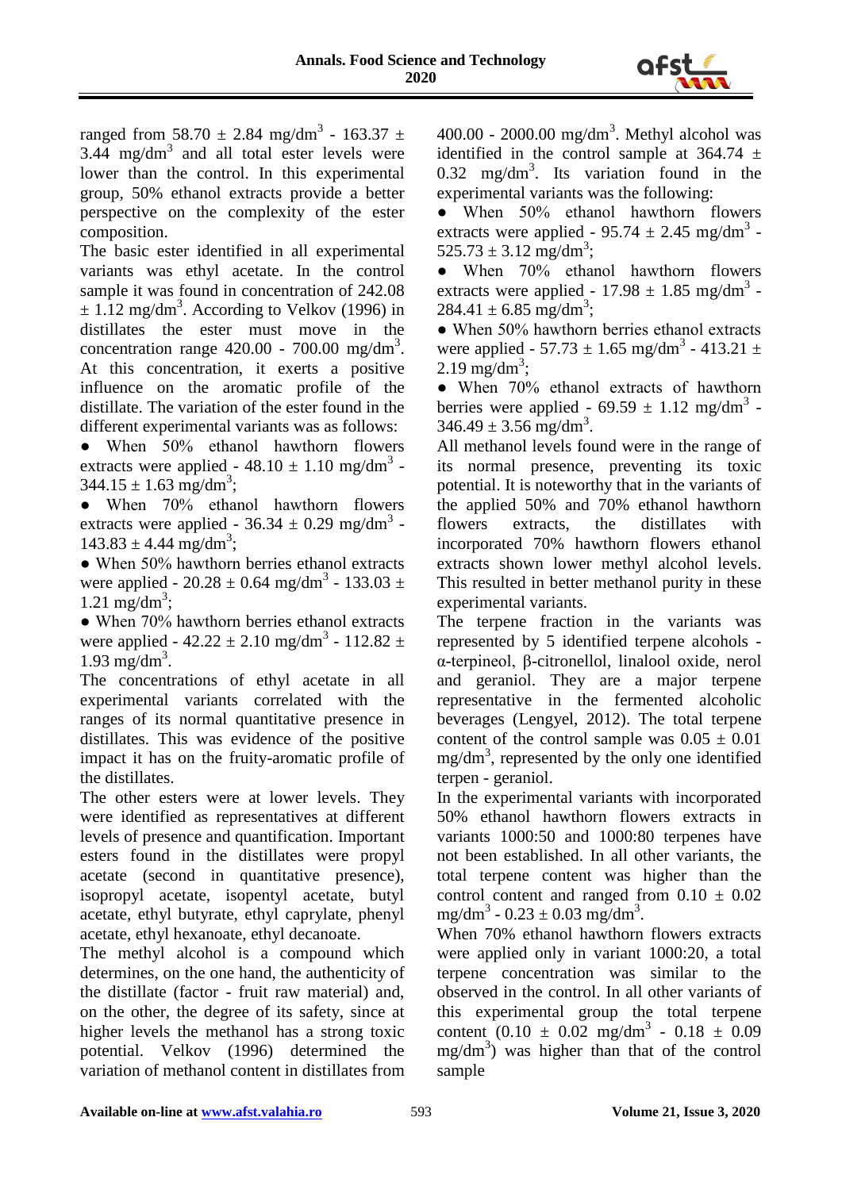ranged from 58.70 ± 2.84 mg/dm$^3$ - 163.37 ± 3.44 mg/dm$^3$ and all total ester levels were lower than the control. In this experimental group, 50% ethanol extracts provide a better perspective on the complexity of the ester composition.

The basic ester identified in all experimental variants was ethyl acetate. In the control sample it was found in concentration of 242.08 ± 1.12 mg/dm$^3$. According to Velkov (1996) in distillates the ester must move in the concentration range 420.00 - 700.00 mg/dm$^3$. At this concentration, it exerts a positive influence on the aromatic profile of the distillate. The variation of the ester found in the different experimental variants was as follows:

- When 50% ethanol hawthorn flowers extracts were applied - 48.10 ± 1.10 mg/dm$^3$ - 344.15 ± 1.63 mg/dm$^3$;
- When 70% ethanol hawthorn flowers extracts were applied - 36.34 ± 0.29 mg/dm$^3$ - 143.83 ± 4.44 mg/dm$^3$;
- When 50% hawthorn berries ethanol extracts were applied - 20.28 ± 0.64 mg/dm$^3$ - 133.03 ± 1.21 mg/dm$^3$;
- When 70% hawthorn berries ethanol extracts were applied - 42.22 ± 2.10 mg/dm$^3$ - 112.82 ± 1.93 mg/dm$^3$.

The concentrations of ethyl acetate in all experimental variants correlated with the ranges of its normal quantitative presence in distillates. This was evidence of the positive impact it has on the fruity-aromatic profile of the distillates.

The other esters were at lower levels. They were identified as representatives at different levels of presence and quantification. Important esters found in the distillates were propyl acetate (second in quantitative presence), isopropyl acetate, isopentyl acetate, butyl acetate, ethyl butyrate, ethyl caprylate, phenyl acetate, ethyl hexanoate, ethyl decanoate.

The methyl alcohol is a compound which determines, on the one hand, the authenticity of the distillate (factor - fruit raw material) and, on the other, the degree of its safety, since at higher levels the methanol has a strong toxic potential. Velkov (1996) determined the variation of methanol content in distillates from 400.00 - 2000.00 mg/dm$^3$. Methyl alcohol was identified in the control sample at 364.74 ± 0.32 mg/dm$^3$. Its variation found in the experimental variants was the following:

- When 50% ethanol hawthorn flowers extracts were applied - 95.74 ± 2.45 mg/dm$^3$ - 525.73 ± 3.12 mg/dm$^3$;
- When 70% ethanol hawthorn flowers extracts were applied - 17.98 ± 1.85 mg/dm$^3$ - 284.41 ± 6.85 mg/dm$^3$;
- When 50% hawthorn berries ethanol extracts were applied - 57.73 ± 1.65 mg/dm$^3$ - 413.21 ± 2.19 mg/dm$^3$;
- When 70% ethanol extracts of hawthorn berries were applied - 69.59 ± 1.12 mg/dm$^3$ - 346.49 ± 3.56 mg/dm$^3$.

All methanol levels found were in the range of its normal presence, preventing its toxic potential. It is noteworthy that in the variants of the applied 50% and 70% ethanol hawthorn flowers extracts, the distillates with incorporated 70% hawthorn flowers ethanol extracts shown lower methyl alcohol levels. This resulted in better methanol purity in these experimental variants.

The terpene fraction in the variants was represented by 5 identified terpene alcohols - α-terpineol, β-citronellol, linalool oxide, nerol and geraniol. They are a major terpene representative in the fermented alcoholic beverages (Lengyel, 2012). The total terpene content of the control sample was 0.05 ± 0.01 mg/dm$^3$, represented by the only one identified terpen - geraniol.

In the experimental variants with incorporated 50% ethanol hawthorn flowers extracts in variants 1000:50 and 1000:80 terpenes have not been established. In all other variants, the total terpene content was higher than the control content and ranged from 0.10 ± 0.02 mg/dm$^3$ - 0.23 ± 0.03 mg/dm$^3$.

When 70% ethanol hawthorn flowers extracts were applied only in variant 1000:20, a total terpene concentration was similar to the observed in the control. In all other variants of this experimental group the total terpene content (0.10 ± 0.02 mg/dm$^3$ - 0.18 ± 0.09 mg/dm$^3$) was higher than that of the control sample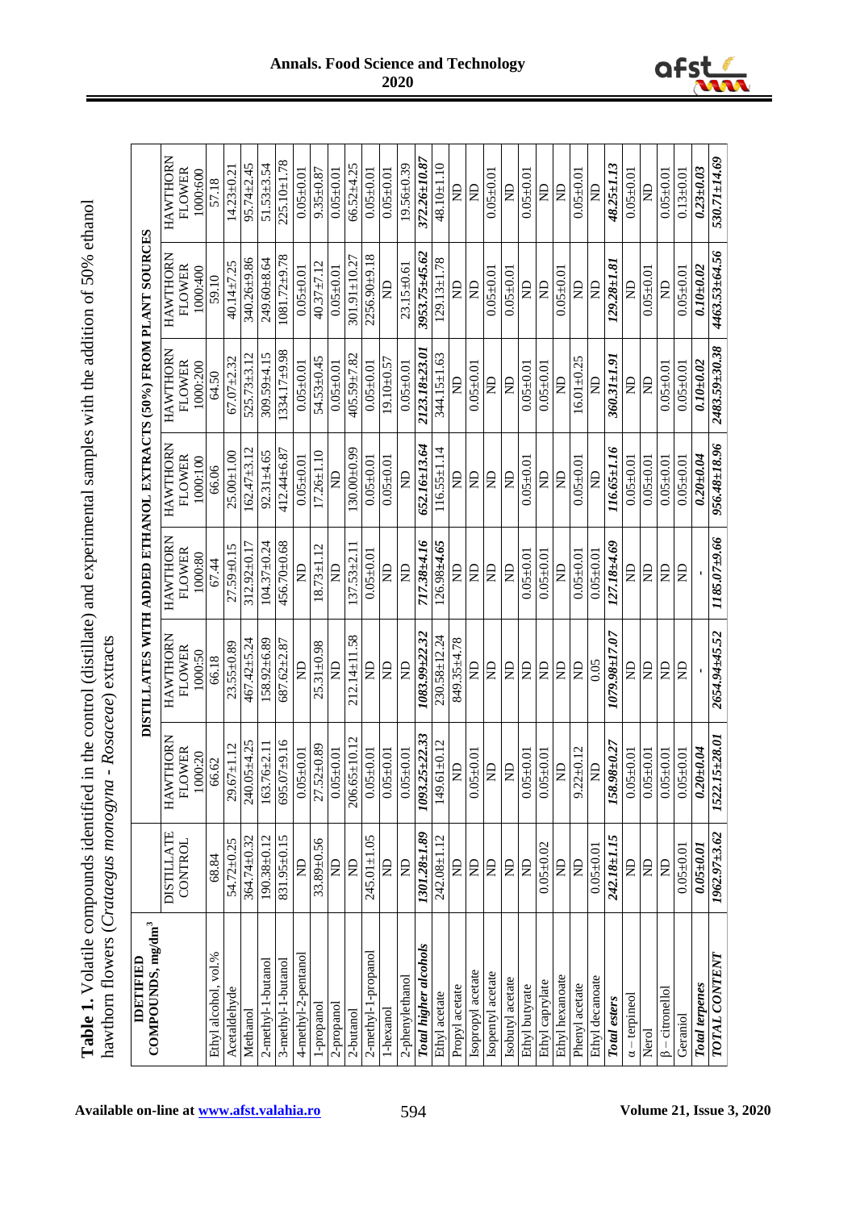**Table 1.** Volatile compounds identified in the control (distillate) and experimental samples with the addition of 50% ethanol hawthorn flowers (*Crataegus monogyna* - *Rosaceae*) extracts

| IDETIFIED COMPOUNDS, mg/dm$^3$ | DISTILLATE CONTROL | DISTILLATES WITH ADDED ETHANOL EXTRACTS (50%) FROM PLANT SOURCES | | | | | | |
|---|---|---|---|---|---|---|---|---|
| | | HAWTHORN FLOWER 1000:20 | HAWTHORN FLOWER 1000:50 | HAWTHORN FLOWER 1000:80 | HAWTHORN FLOWER 1000:100 | HAWTHORN FLOWER 1000:200 | HAWTHORN FLOWER 1000:400 | HAWTHORN FLOWER 1000:600 |
| Ethyl alcohol, vol.% | 68.84 | 66.62 | 66.18 | 67.44 | 66.06 | 64.50 | 59.10 | 57.18 |
| Acetaldehyde | 54.72±0.25 | 29.67±1.12 | 23.55±0.89 | 27.59±0.15 | 25.00±1.00 | 67.07±2.32 | 40.14±7.25 | 14.23±0.21 |
| Methanol | 364.74±0.32 | 240.05±4.25 | 467.42±5.24 | 312.92±0.17 | 162.47±3.12 | 525.73±3.12 | 340.26±9.86 | 95.74±2.45 |
| 2-methyl-1-butanol | 190.38±0.12 | 163.76±2.11 | 158.92±6.89 | 104.37±0.24 | 92.31±4.65 | 309.59±4.15 | 249.60±8.64 | 51.53±3.54 |
| 3-methyl-1-butanol | 831.95±0.15 | 695.07±9.16 | 687.62±2.87 | 456.70±0.68 | 412.44±6.87 | 1334.17±9.98 | 1081.72±9.78 | 225.10±1.78 |
| 4-methyl-2-pentanol | ND | 0.05±0.01 | ND | ND | 0.05±0.01 | 0.05±0.01 | 0.05±0.01 | 0.05±0.01 |
| 1-propanol | 33.89±0.56 | 27.52±0.89 | 25.31±0.98 | 18.73±1.12 | 17.26±1.10 | 54.53±0.45 | 40.37±7.12 | 9.35±0.87 |
| 2-propanol | ND | 0.05±0.01 | ND | ND | ND | 0.05±0.01 | 0.05±0.01 | 0.05±0.01 |
| 2-butanol | ND | 206.65±10.12 | 212.14±11.58 | 137.53±2.11 | 130.00±0.99 | 405.59±7.82 | 301.91±10.27 | 66.52±4.25 |
| 2-methyl-1-propanol | 245.01±1.05 | 0.05±0.01 | ND | 0.05±0.01 | 0.05±0.01 | 0.05±0.01 | 2256.90±9.18 | 0.05±0.01 |
| 1-hexanol | ND | 0.05±0.01 | ND | ND | 0.05±0.01 | 19.10±0.57 | ND | 0.05±0.01 |
| 2-phenylethanol | ND | 0.05±0.01 | ND | ND | ND | 0.05±0.01 | 23.15±0.61 | 19.56±0.39 |
| ***Total higher alcohols*** | ***1301.28±1.89*** | ***1093.25±22.33*** | ***1083.99±22.32*** | ***717.38±4.16*** | ***652.16±13.64*** | ***2123.18±23.01*** | ***3953.75±45.62*** | ***372.26±10.87*** |
| Ethyl acetate | 242.08±1.12 | 149.61±0.12 | 230.58±12.24 | 126.98±4.65 | 116.55±1.14 | 344.15±1.63 | 129.13±1.78 | 48.10±1.10 |
| Propyl acetate | ND | ND | 849.35±4.78 | ND | ND | ND | ND | ND |
| Isopropyl acetate | ND | 0.05±0.01 | ND | ND | ND | 0.05±0.01 | ND | ND |
| Isopentyl acetate | ND | ND | ND | ND | ND | ND | 0.05±0.01 | 0.05±0.01 |
| Isobutyl acetate | ND | ND | ND | ND | ND | ND | 0.05±0.01 | ND |
| Ethyl butyrate | ND | 0.05±0.01 | ND | 0.05±0.01 | 0.05±0.01 | 0.05±0.01 | ND | 0.05±0.01 |
| Ethyl caprylate | 0.05±0.02 | 0.05±0.01 | ND | 0.05±0.01 | ND | 0.05±0.01 | ND | ND |
| Ethyl hexanoate | ND | ND | ND | ND | ND | ND | 0.05±0.01 | ND |
| Phenyl acetate | ND | 9.22±0.12 | ND | 0.05±0.01 | 0.05±0.01 | 16.01±0.25 | ND | 0.05±0.01 |
| Ethyl decanoate | 0.05±0.01 | ND | 0.05 | 0.05±0.01 | ND | ND | ND | ND |
| ***Total esters*** | ***242.18±1.15*** | ***158.98±0.27*** | ***1079.98±17.07*** | ***127.18±4.69*** | ***116.65±1.16*** | ***360.31±1.91*** | ***129.28±1.81*** | ***48.25±1.13*** |
| α – terpineol | ND | 0.05±0.01 | ND | ND | 0.05±0.01 | ND | ND | 0.05±0.01 |
| Nerol | ND | 0.05±0.01 | ND | ND | 0.05±0.01 | ND | 0.05±0.01 | ND |
| β – citronellol | ND | 0.05±0.01 | ND | ND | 0.05±0.01 | 0.05±0.01 | ND | 0.05±0.01 |
| Geraniol | 0.05±0.01 | 0.05±0.01 | ND | ND | 0.05±0.01 | 0.05±0.01 | 0.05±0.01 | 0.13±0.01 |
| ***Total terpenes*** | ***0.05±0.01*** | ***0.20±0.04*** | - | - | ***0.20±0.04*** | ***0.10±0.02*** | ***0.10±0.02*** | ***0.23±0.03*** |
| ***TOTAL CONTENT*** | ***1962.97±3.62*** | ***1522.15±28.01*** | ***2654.94±45.52*** | ***1185.07±9.66*** | ***956.48±18.96*** | ***2483.59±30.38*** | ***4463.53±64.56*** | ***530.71±14.69*** |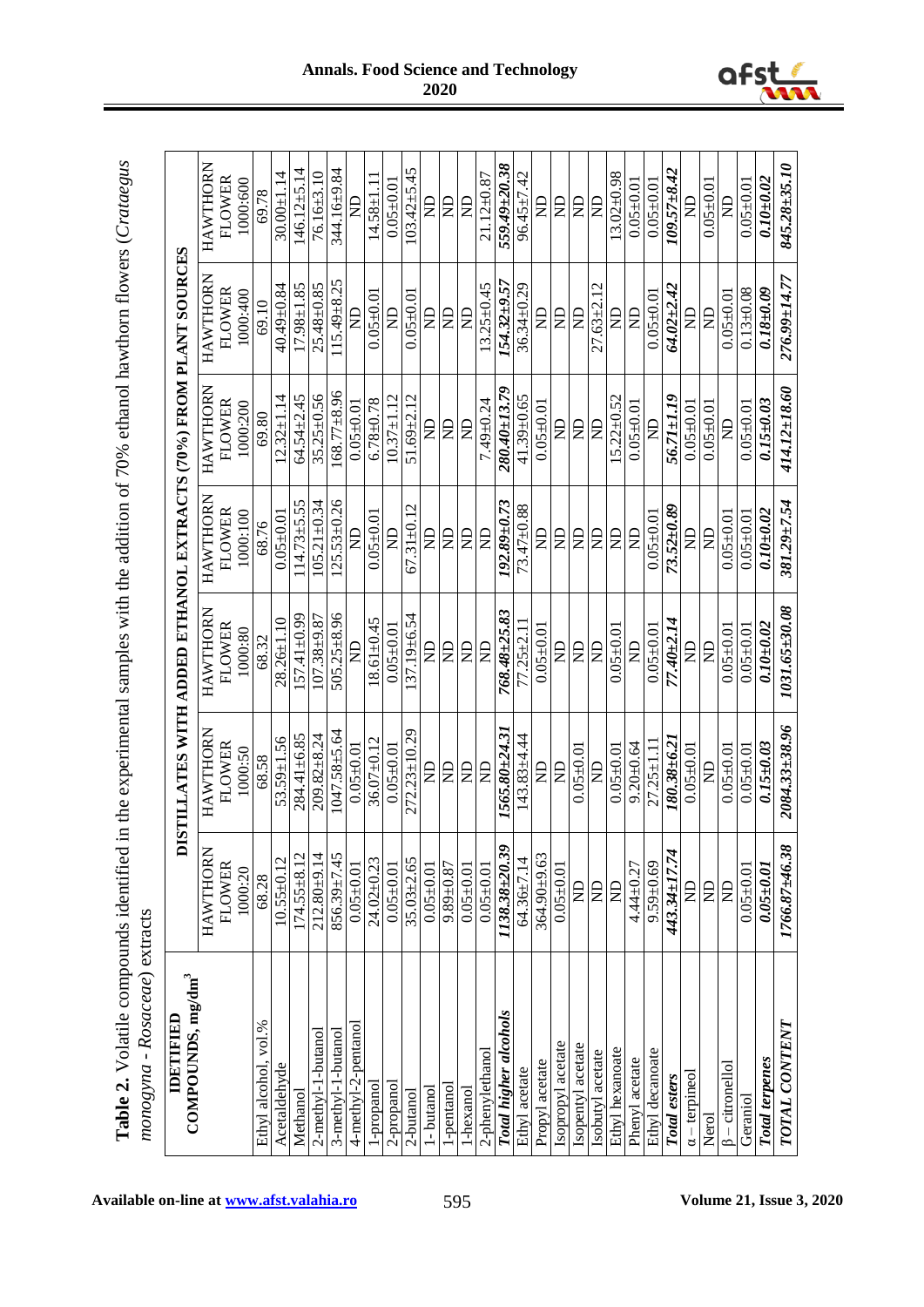**Table 2.** Volatile compounds identified in the experimental samples with the addition of 70% ethanol hawthorn flowers (*Crataegus monogyna - Rosaceae*) extracts

| IDETIFIED COMPOUNDS, mg/dm$^3$ | DISTILLATES WITH ADDED ETHANOL EXTRACTS (70%) FROM PLANT SOURCES | | | | | | |
|---|---|---|---|---|---|---|---|
| | HAWTHORN FLOWER 1000:20 | HAWTHORN FLOWER 1000:50 | HAWTHORN FLOWER 1000:80 | HAWTHORN FLOWER 1000:100 | HAWTHORN FLOWER 1000:200 | HAWTHORN FLOWER 1000:400 | HAWTHORN FLOWER 1000:600 |
| Ethyl alcohol, vol.% | 68.28 | 68.58 | 68.32 | 68.76 | 69.80 | 69.10 | 69.78 |
| Acetaldehyde | 10.55±0.12 | 53.59±1.56 | 28.26±1.10 | 0.05±0.01 | 12.32±1.14 | 40.49±0.84 | 30.00±1.14 |
| Methanol | 174.55±8.12 | 284.41±6.85 | 157.41±0.99 | 114.73±5.55 | 64.54±2.45 | 17.98±1.85 | 146.12±5.14 |
| 2-methyl-1-butanol | 212.80±9.14 | 209.82±8.24 | 107.38±9.87 | 105.21±0.34 | 35.25±0.56 | 25.48±0.85 | 76.16±3.10 |
| 3-methyl-1-butanol | 856.39±7.45 | 1047.58±5.64 | 505.25±8.96 | 125.53±0.26 | 168.77±8.96 | 115.49±8.25 | 344.16±9.84 |
| 4-methyl-2-pentanol | 0.05±0.01 | 0.05±0.01 | ND | ND | 0.05±0.01 | ND | ND |
| 1-propanol | 24.02±0.23 | 36.07±0.12 | 18.61±0.45 | 0.05±0.01 | 6.78±0.78 | 0.05±0.01 | 14.58±1.11 |
| 2-propanol | 0.05±0.01 | 0.05±0.01 | 0.05±0.01 | ND | 10.37±1.12 | ND | 0.05±0.01 |
| 2-butanol | 35.03±2.65 | 272.23±10.29 | 137.19±6.54 | 67.31±0.12 | 51.69±2.12 | 0.05±0.01 | 103.42±5.45 |
| 1- butanol | 0.05±0.01 | ND | ND | ND | ND | ND | ND |
| 1-pentanol | 9.89±0.87 | ND | ND | ND | ND | ND | ND |
| 1-hexanol | 0.05±0.01 | ND | ND | ND | ND | ND | ND |
| 2-phenylethanol | 0.05±0.01 | ND | ND | ND | 7.49±0.24 | 13.25±0.45 | 21.12±0.87 |
| ***Total higher alcohols*** | ***1138.38±20.39*** | ***1565.80±24.31*** | ***768.48±25.83*** | ***192.89±0.73*** | ***280.40±13.79*** | ***154.32±9.57*** | ***559.49±20.38*** |
| Ethyl acetate | 64.36±7.14 | 143.83±4.44 | 77.25±2.11 | 73.47±0.88 | 41.39±0.65 | 36.34±0.29 | 96.45±7.42 |
| Propyl acetate | 364.90±9.63 | ND | 0.05±0.01 | ND | 0.05±0.01 | ND | ND |
| Isopropyl acetate | 0.05±0.01 | ND | ND | ND | ND | ND | ND |
| Isopentyl acetate | ND | 0.05±0.01 | ND | ND | ND | ND | ND |
| Isobutyl acetate | ND | ND | ND | ND | ND | 27.63±2.12 | ND |
| Ethyl hexanoate | ND | 0.05±0.01 | 0.05±0.01 | ND | 15.22±0.52 | ND | 13.02±0.98 |
| Phenyl acetate | 4.44±0.27 | 9.20±0.64 | ND | ND | 0.05±0.01 | ND | 0.05±0.01 |
| Ethyl decanoate | 9.59±0.69 | 27.25±1.11 | 0.05±0.01 | 0.05±0.01 | ND | 0.05±0.01 | 0.05±0.01 |
| ***Total esters*** | ***443.34±17.74*** | ***180.38±6.21*** | ***77.40±2.14*** | ***73.52±0.89*** | ***56.71±1.19*** | ***64.02±2.42*** | ***109.57±8.42*** |
| α – terpineol | ND | 0.05±0.01 | ND | ND | 0.05±0.01 | ND | ND |
| Nerol | ND | ND | ND | ND | 0.05±0.01 | ND | 0.05±0.01 |
| β – citronellol | ND | 0.05±0.01 | 0.05±0.01 | 0.05±0.01 | ND | 0.05±0.01 | ND |
| Geraniol | 0.05±0.01 | 0.05±0.01 | 0.05±0.01 | 0.05±0.01 | 0.05±0.01 | 0.13±0.08 | 0.05±0.01 |
| ***Total terpenes*** | ***0.05±0.01*** | ***0.15±0.03*** | ***0.10±0.02*** | ***0.10±0.02*** | ***0.15±0.03*** | ***0.18±0.09*** | ***0.10±0.02*** |
| ***TOTAL CONTENT*** | ***1766.87±46.38*** | ***2084.33±38.96*** | ***1031.65±30.08*** | ***381.29±7.54*** | ***414.12±18.60*** | ***276.99±14.77*** | ***845.28±35.10*** |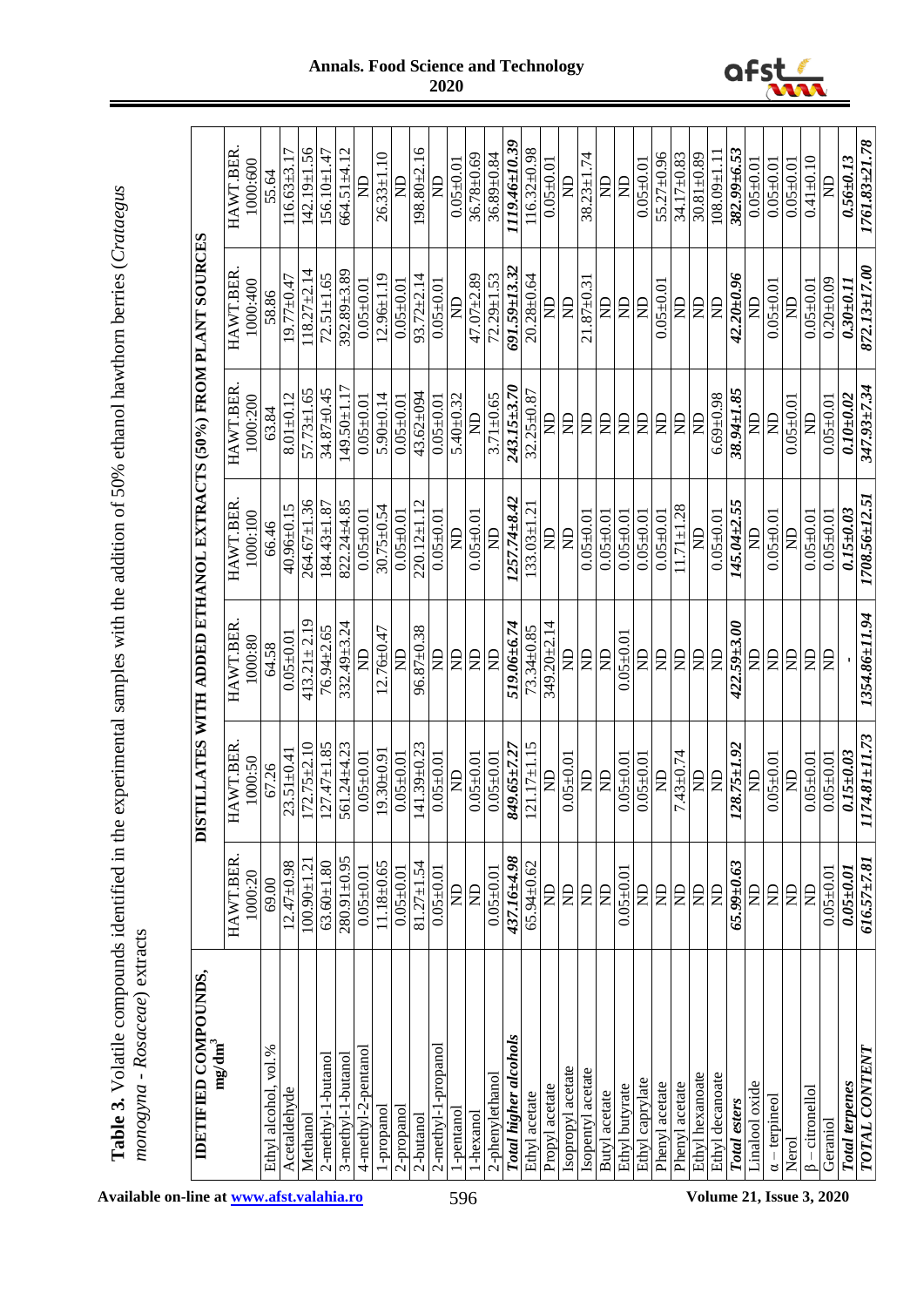**Table 3.** Volatile compounds identified in the experimental samples with the addition of 50% ethanol hawthorn berries (*Crataegus monogyna - Rosaceae*) extracts

| IDETIFIED COMPOUNDS, mg/dm$^3$ | DISTILLATES WITH ADDED ETHANOL EXTRACTS (50%) FROM PLANT SOURCES | | | | | | |
|---|---|---|---|---|---|---|---|
| | HAWT.BER. 1000:20 | HAWT.BER. 1000:50 | HAWT.BER. 1000:80 | HAWT.BER. 1000:100 | HAWT.BER. 1000:200 | HAWT.BER. 1000:400 | HAWT.BER. 1000:600 |
| Ethyl alcohol, vol.% | 69.00 | 67.26 | 64.58 | 66.46 | 63.84 | 58.86 | 55.64 |
| Acetaldehyde | 12.47±0.98 | 23.51±0.41 | 0.05±0.01 | 40.96±0.15 | 8.01±0.12 | 19.77±0.47 | 116.63±3.17 |
| Methanol | 100.90±1.21 | 172.75±2.10 | 413.21± 2.19 | 264.67±1.36 | 57.73±1.65 | 118.27±2.14 | 142.19±1.56 |
| 2-methyl-1-butanol | 63.60±1.80 | 127.47±1.85 | 76.94±2.65 | 184.43±1.87 | 34.87±0.45 | 72.51±1.65 | 156.10±1.47 |
| 3-methyl-1-butanol | 280.91±0.95 | 561.24±4.23 | 332.49±3.24 | 822.24±4.85 | 149.50±1.17 | 392.89±3.89 | 664.51±4.12 |
| 4-methyl-2-pentanol | 0.05±0.01 | 0.05±0.01 | ND | 0.05±0.01 | 0.05±0.01 | 0.05±0.01 | ND |
| 1-propanol | 11.18±0.65 | 19.30±0.91 | 12.76±0.47 | 30.75±0.54 | 5.90±0.14 | 12.96±1.19 | 26.33±1.10 |
| 2-propanol | 0.05±0.01 | 0.05±0.01 | ND | 0.05±0.01 | 0.05±0.01 | 0.05±0.01 | ND |
| 2-butanol | 81.27±1.54 | 141.39±0.23 | 96.87±0.38 | 220.12±1.12 | 43.62±094 | 93.72±2.14 | 198.80±2.16 |
| 2-methyl-1-propanol | 0.05±0.01 | 0.05±0.01 | ND | 0.05±0.01 | 0.05±0.01 | 0.05±0.01 | ND |
| 1-pentanol | ND | ND | ND | ND | 5.40±0.32 | ND | 0.05±0.01 |
| 1-hexanol | ND | 0.05±0.01 | ND | 0.05±0.01 | ND | 47.07±2.89 | 36.78±0.69 |
| 2-phenylethanol | 0.05±0.01 | 0.05±0.01 | ND | ND | 3.71±0.65 | 72.29±1.53 | 36.89±0.84 |
| ***Total higher alcohols*** | ***437.16±4.98*** | ***849.65±7.27*** | ***519.06±6.74*** | ***1257.74±8.42*** | ***243.15±3.70*** | ***691.59±13.32*** | ***1119.46±10.39*** |
| Ethyl acetate | 65.94±0.62 | 121.17±1.15 | 73.34±0.85 | 133.03±1.21 | 32.25±0.87 | 20.28±0.64 | 116.32±0.98 |
| Propyl acetate | ND | ND | 349.20±2.14 | ND | ND | ND | 0.05±0.01 |
| Isopropyl acetate | ND | 0.05±0.01 | ND | ND | ND | ND | ND |
| Isopentyl acetate | ND | ND | ND | 0.05±0.01 | ND | 21.87±0.31 | 38.23±1.74 |
| Butyl acetate | ND | ND | ND | 0.05±0.01 | ND | ND | ND |
| Ethyl butyrate | 0.05±0.01 | 0.05±0.01 | 0.05±0.01 | 0.05±0.01 | ND | ND | ND |
| Ethyl caprylate | ND | 0.05±0.01 | ND | 0.05±0.01 | ND | ND | 0.05±0.01 |
| Phenyl acetate | ND | ND | ND | 0.05±0.01 | ND | 0.05±0.01 | 55.27±0.96 |
| Phenyl acetate | ND | 7.43±0.74 | ND | 11.71±1.28 | ND | ND | 34.17±0.83 |
| Ethyl hexanoate | ND | ND | ND | ND | ND | ND | 30.81±0.89 |
| Ethyl decanoate | ND | ND | ND | 0.05±0.01 | 6.69±0.98 | ND | 108.09±1.11 |
| ***Total esters*** | ***65.99±0.63*** | ***128.75±1.92*** | ***422.59±3.00*** | ***145.04±2.55*** | ***38.94±1.85*** | ***42.20±0.96*** | ***382.99±6.53*** |
| Linalool oxide | ND | ND | ND | ND | ND | ND | 0.05±0.01 |
| α – terpineol | ND | 0.05±0.01 | ND | 0.05±0.01 | ND | 0.05±0.01 | 0.05±0.01 |
| Nerol | ND | ND | ND | ND | 0.05±0.01 | ND | 0.05±0.01 |
| β – citronellol | ND | 0.05±0.01 | ND | 0.05±0.01 | ND | 0.05±0.01 | 0.41±0.10 |
| Geraniol | 0.05±0.01 | 0.05±0.01 | ND | 0.05±0.01 | 0.05±0.01 | 0.20±0.09 | ND |
| ***Total terpenes*** | ***0.05±0.01*** | ***0.15±0.03*** | - | ***0.15±0.03*** | ***0.10±0.02*** | ***0.30±0.11*** | ***0.56±0.13*** |
| ***TOTAL CONTENT*** | ***616.57±7.81*** | ***1174.81±11.73*** | ***1354.86±11.94*** | ***1708.56±12.51*** | ***347.93±7.34*** | ***872.13±17.00*** | ***1761.83±21.78*** |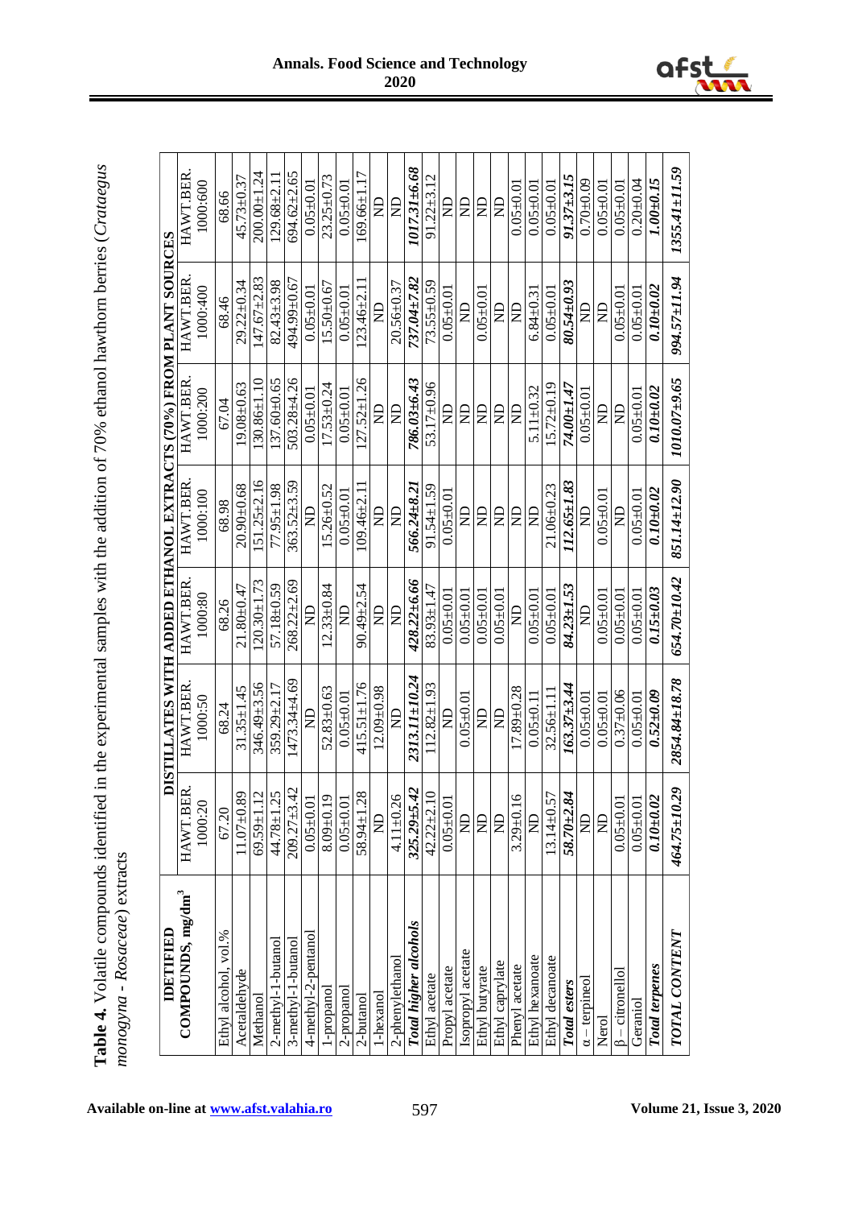**Table 4.** Volatile compounds identified in the experimental samples with the addition of 70% ethanol hawthorn berries (*Crataegus monogyna - Rosaceae*) extracts

| IDETIFIED COMPOUNDS, mg/dm$^3$ | DISTILLATES WITH ADDED ETHANOL EXTRACTS (70%) FROM PLANT SOURCES | | | | | | |
|---|---|---|---|---|---|---|---|
| | HAWT.BER. 1000:20 | HAWT.BER. 1000:50 | HAWT.BER. 1000:80 | HAWT.BER. 1000:100 | HAWT.BER. 1000:200 | HAWT.BER. 1000:400 | HAWT.BER. 1000:600 |
| Ethyl alcohol, vol.% | 67.20 | 68.24 | 68.26 | 68.98 | 67.04 | 68.46 | 68.66 |
| Acetaldehyde | 11.07±0.89 | 31.35±1.45 | 21.80±0.47 | 20.90±0.68 | 19.08±0.63 | 29.22±0.34 | 45.73±0.37 |
| Methanol | 69.59±1.12 | 346.49±3.56 | 120.30±1.73 | 151.25±2.16 | 130.86±1.10 | 147.67±2.83 | 200.00±1.24 |
| 2-methyl-1-butanol | 44.78±1.25 | 359.29±2.17 | 57.18±0.59 | 77.95±1.98 | 137.60±0.65 | 82.43±3.98 | 129.68±2.11 |
| 3-methyl-1-butanol | 209.27±3.42 | 1473.34±4.69 | 268.22±2.69 | 363.52±3.59 | 503.28±4.26 | 494.99±0.67 | 694.62±2.65 |
| 4-methyl-2-pentanol | 0.05±0.01 | ND | ND | ND | 0.05±0.01 | 0.05±0.01 | 0.05±0.01 |
| 1-propanol | 8.09±0.19 | 52.83±0.63 | 12.33±0.84 | 15.26±0.52 | 17.53±0.24 | 15.50±0.67 | 23.25±0.73 |
| 2-propanol | 0.05±0.01 | 0.05±0.01 | ND | 0.05±0.01 | 0.05±0.01 | 0.05±0.01 | 0.05±0.01 |
| 2-butanol | 58.94±1.28 | 415.51±1.76 | 90.49±2.54 | 109.46±2.11 | 127.52±1.26 | 123.46±2.11 | 169.66±1.17 |
| 1-hexanol | ND | 12.09±0.98 | ND | ND | ND | ND | ND |
| 2-phenylethanol | 4.11±0.26 | ND | ND | ND | ND | 20.56±0.37 | ND |
| ***Total higher alcohols*** | ***325.29±5.42*** | ***2313.11±10.24*** | ***428.22±6.66*** | ***566.24±8.21*** | ***786.03±6.43*** | ***737.04±7.82*** | ***1017.31±6.68*** |
| Ethyl acetate | 42.22±2.10 | 112.82±1.93 | 83.93±1.47 | 91.54±1.59 | 53.17±0.96 | 73.55±0.59 | 91.22±3.12 |
| Propyl acetate | 0.05±0.01 | ND | 0.05±0.01 | 0.05±0.01 | ND | 0.05±0.01 | ND |
| Isopropyl acetate | ND | 0.05±0.01 | 0.05±0.01 | ND | ND | ND | ND |
| Ethyl butyrate | ND | ND | 0.05±0.01 | ND | ND | 0.05±0.01 | ND |
| Ethyl caprylate | ND | ND | 0.05±0.01 | ND | ND | ND | ND |
| Phenyl acetate | 3.29±0.16 | 17.89±0.28 | ND | ND | ND | ND | 0.05±0.01 |
| Ethyl hexanoate | ND | 0.05±0.11 | 0.05±0.01 | ND | 5.11±0.32 | 6.84±0.31 | 0.05±0.01 |
| Ethyl decanoate | 13.14±0.57 | 32.56±1.11 | 0.05±0.01 | 21.06±0.23 | 15.72±0.19 | 0.05±0.01 | 0.05±0.01 |
| ***Total esters*** | ***58.70±2.84*** | ***163.37±3.44*** | ***84.23±1.53*** | ***112.65±1.83*** | ***74.00±1.47*** | ***80.54±0.93*** | ***91.37±3.15*** |
| α – terpineol | ND | 0.05±0.01 | ND | ND | 0.05±0.01 | ND | 0.70±0.09 |
| Nerol | ND | 0.05±0.01 | 0.05±0.01 | 0.05±0.01 | ND | ND | 0.05±0.01 |
| β – citronellol | 0.05±0.01 | 0.37±0.06 | 0.05±0.01 | ND | ND | 0.05±0.01 | 0.05±0.01 |
| Geraniol | 0.05±0.01 | 0.05±0.01 | 0.05±0.01 | 0.05±0.01 | 0.05±0.01 | 0.05±0.01 | 0.20±0.04 |
| ***Total terpenes*** | ***0.10±0.02*** | ***0.52±0.09*** | ***0.15±0.03*** | ***0.10±0.02*** | ***0.10±0.02*** | ***0.10±0.02*** | ***1.00±0.15*** |
| ***TOTAL CONTENT*** | ***464.75±10.29*** | ***2854.84±18.78*** | ***654.70±10.42*** | ***851.14±12.90*** | ***1010.07±9.65*** | ***994.57±11.94*** | ***1355.41±11.59*** |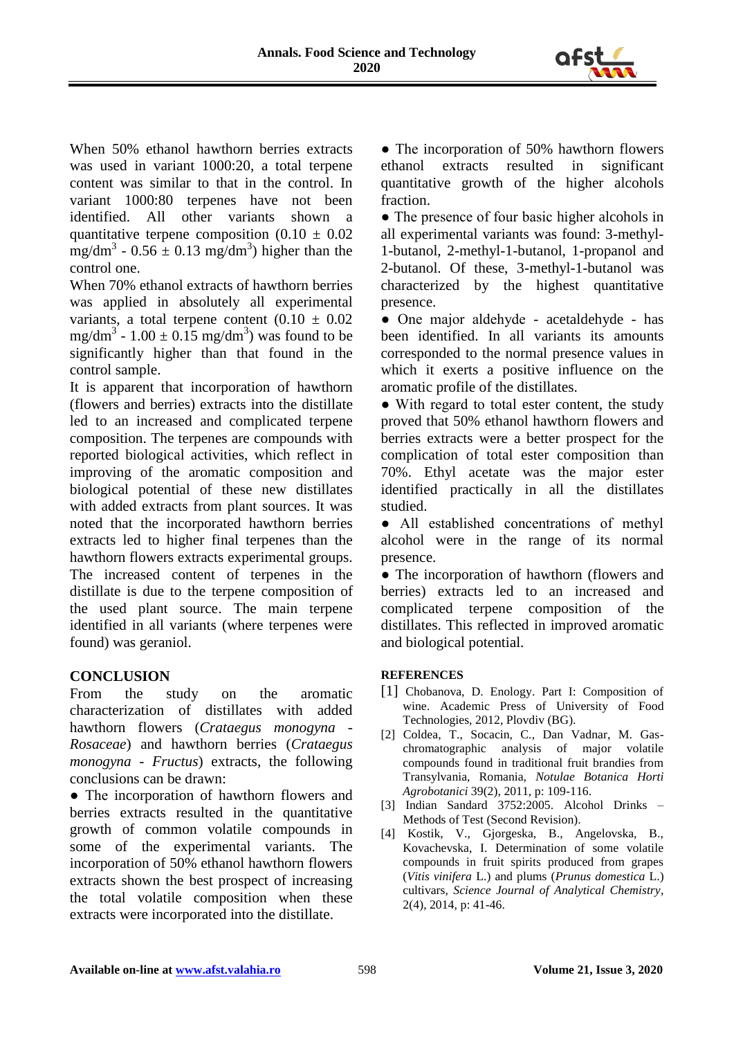When 50% ethanol hawthorn berries extracts was used in variant 1000:20, a total terpene content was similar to that in the control. In variant 1000:80 terpenes have not been identified. All other variants shown a quantitative terpene composition ($0.10 \pm 0.02$ mg/dm$^3$ - $0.56 \pm 0.13$ mg/dm$^3$) higher than the control one.

When 70% ethanol extracts of hawthorn berries was applied in absolutely all experimental variants, a total terpene content ($0.10 \pm 0.02$ mg/dm$^3$ - $1.00 \pm 0.15$ mg/dm$^3$) was found to be significantly higher than that found in the control sample.

It is apparent that incorporation of hawthorn (flowers and berries) extracts into the distillate led to an increased and complicated terpene composition. The terpenes are compounds with reported biological activities, which reflect in improving of the aromatic composition and biological potential of these new distillates with added extracts from plant sources. It was noted that the incorporated hawthorn berries extracts led to higher final terpenes than the hawthorn flowers extracts experimental groups. The increased content of terpenes in the distillate is due to the terpene composition of the used plant source. The main terpene identified in all variants (where terpenes were found) was geraniol.

## CONCLUSION

From the study on the aromatic characterization of distillates with added hawthorn flowers (*Crataegus monogyna - Rosaceae*) and hawthorn berries (*Crataegus monogyna - Fructus*) extracts, the following conclusions can be drawn:

- The incorporation of hawthorn flowers and berries extracts resulted in the quantitative growth of common volatile compounds in some of the experimental variants. The incorporation of 50% ethanol hawthorn flowers extracts shown the best prospect of increasing the total volatile composition when these extracts were incorporated into the distillate.
- The incorporation of 50% hawthorn flowers ethanol extracts resulted in significant quantitative growth of the higher alcohols fraction.
- The presence of four basic higher alcohols in all experimental variants was found: 3-methyl-1-butanol, 2-methyl-1-butanol, 1-propanol and 2-butanol. Of these, 3-methyl-1-butanol was characterized by the highest quantitative presence.
- One major aldehyde - acetaldehyde - has been identified. In all variants its amounts corresponded to the normal presence values in which it exerts a positive influence on the aromatic profile of the distillates.
- With regard to total ester content, the study proved that 50% ethanol hawthorn flowers and berries extracts were a better prospect for the complication of total ester composition than 70%. Ethyl acetate was the major ester identified practically in all the distillates studied.
- All established concentrations of methyl alcohol were in the range of its normal presence.
- The incorporation of hawthorn (flowers and berries) extracts led to an increased and complicated terpene composition of the distillates. This reflected in improved aromatic and biological potential.

### REFERENCES

[1] Chobanova, D. Enology. Part I: Composition of wine. Academic Press of University of Food Technologies, 2012, Plovdiv (BG).

[2] Coldea, T., Socacin, C., Dan Vadnar, M. Gas-chromatographic analysis of major volatile compounds found in traditional fruit brandies from Transylvania, Romania, *Notulae Botanica Horti Agrobotanici* 39(2), 2011, p: 109-116.

[3] Indian Sandard 3752:2005. Alcohol Drinks – Methods of Test (Second Revision).

[4] Kostik, V., Gjorgeska, B., Angelovska, B., Kovachevska, I. Determination of some volatile compounds in fruit spirits produced from grapes (*Vitis vinifera* L.) and plums (*Prunus domestica* L.) cultivars, *Science Journal of Analytical Chemistry*, 2(4), 2014, p: 41-46.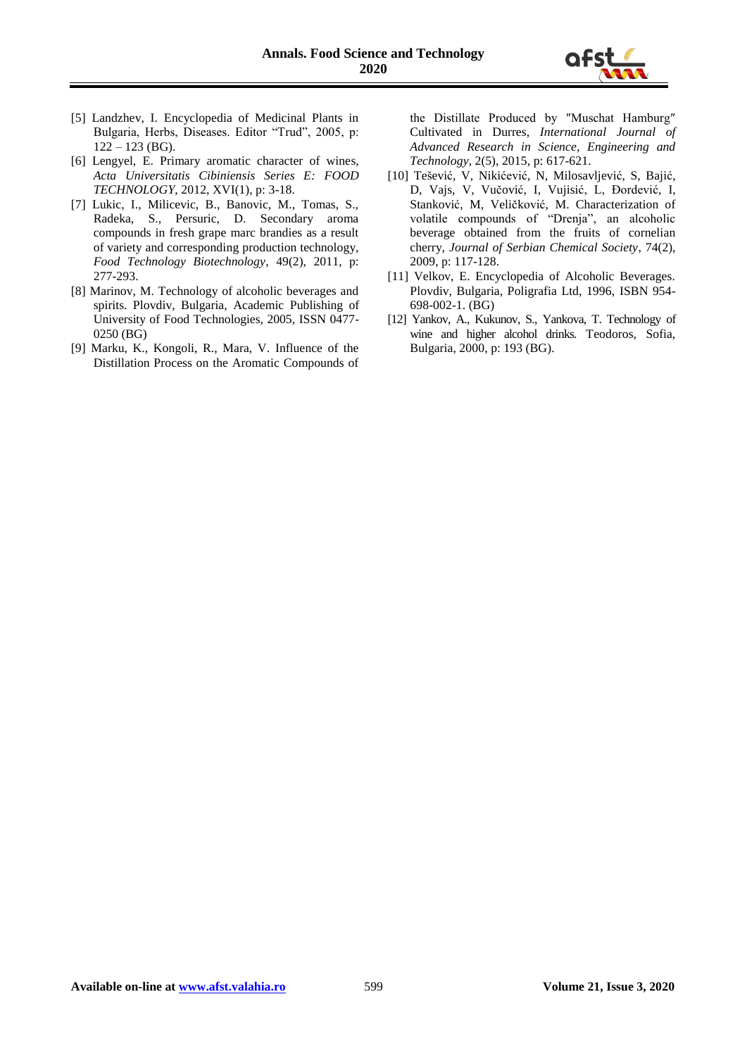[5] Landzhev, I. Encyclopedia of Medicinal Plants in Bulgaria, Herbs, Diseases. Editor "Trud", 2005, p: 122 – 123 (BG).

[6] Lengyel, E. Primary aromatic character of wines, *Acta Universitatis Cibiniensis Series E: FOOD TECHNOLOGY*, 2012, XVI(1), p: 3-18.

[7] Lukic, I., Milicevic, B., Banovic, M., Tomas, S., Radeka, S., Persuric, D. Secondary aroma compounds in fresh grape marc brandies as a result of variety and corresponding production technology, *Food Technology Biotechnology*, 49(2), 2011, p: 277-293.

[8] Marinov, M. Technology of alcoholic beverages and spirits. Plovdiv, Bulgaria, Academic Publishing of University of Food Technologies, 2005, ISSN 0477-0250 (BG)

[9] Marku, K., Kongoli, R., Mara, V. Influence of the Distillation Process on the Aromatic Compounds of the Distillate Produced by ″Muschat Hamburg″ Cultivated in Durres, *International Journal of Advanced Research in Science, Engineering and Technology*, 2(5), 2015, p: 617-621.

[10] Tešević, V, Nikićević, N, Milosavljević, S, Bajić, D, Vajs, V, Vučović, I, Vujisić, L, Đorđević, I, Stanković, M, Veličković, M. Characterization of volatile compounds of "Drenja", an alcoholic beverage obtained from the fruits of cornelian cherry, *Journal of Serbian Chemical Society*, 74(2), 2009, p: 117-128.

[11] Velkov, E. Encyclopedia of Alcoholic Beverages. Plovdiv, Bulgaria, Poligrafia Ltd, 1996, ISBN 954-698-002-1. (BG)

[12] Yankov, A., Kukunov, S., Yankova, T. Technology of wine and higher alcohol drinks. Teodoros, Sofia, Bulgaria, 2000, p: 193 (BG).